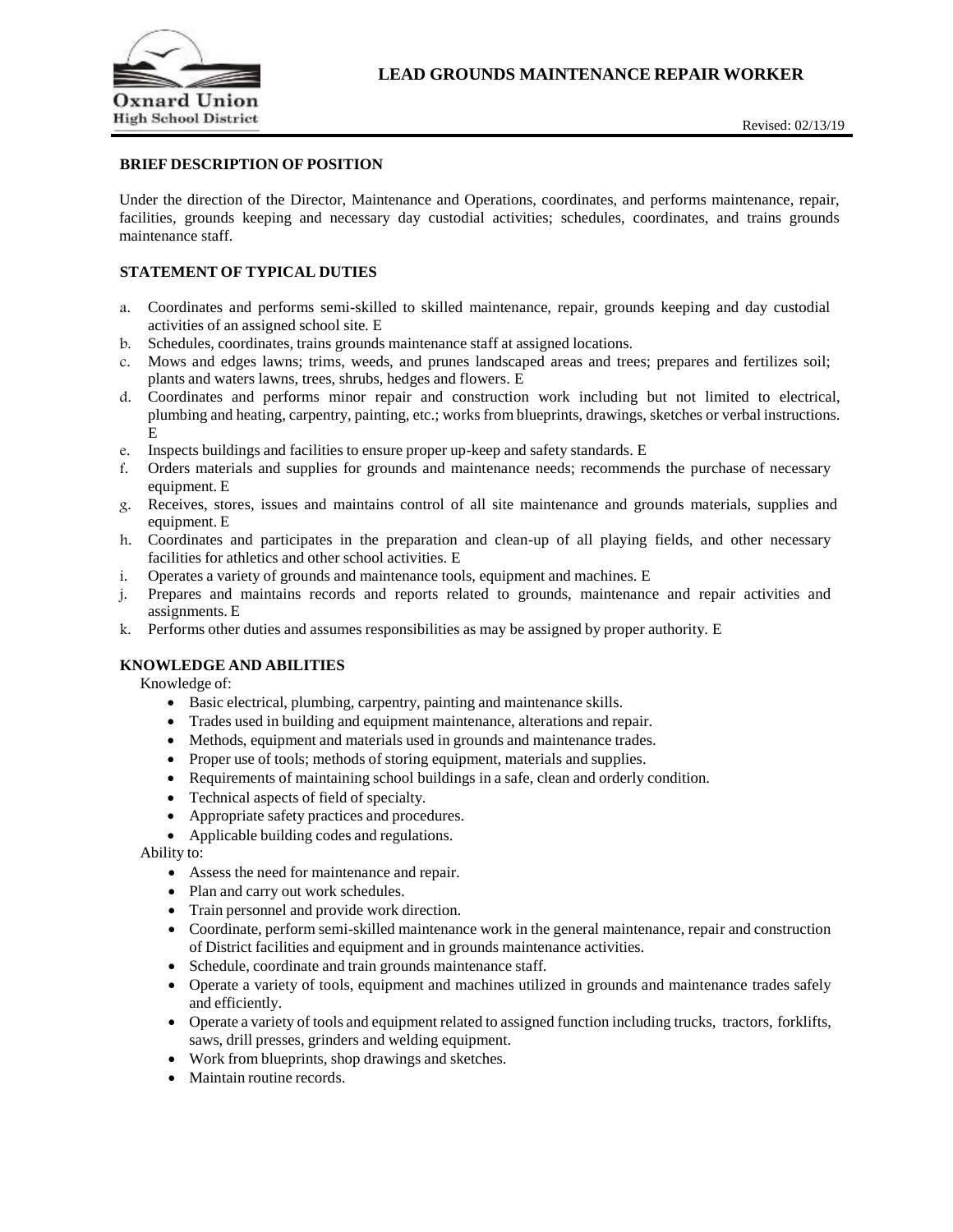Oxnard Union High School District

# LEAD GROUNDS MAINTENANCE REPAIR WORKER

Revised: 02/13/19

## BRIEF DESCRIPTION OF POSITION

Under the direction of the Director, Maintenance and Operations, coordinates, and performs maintenance, repair, facilities, grounds keeping and necessary day custodial activities; schedules, coordinates, and trains grounds maintenance staff.

## STATEMENT OF TYPICAL DUTIES

a. Coordinates and performs semi-skilled to skilled maintenance, repair, grounds keeping and day custodial activities of an assigned school site. E
b. Schedules, coordinates, trains grounds maintenance staff at assigned locations.
c. Mows and edges lawns; trims, weeds, and prunes landscaped areas and trees; prepares and fertilizes soil; plants and waters lawns, trees, shrubs, hedges and flowers. E
d. Coordinates and performs minor repair and construction work including but not limited to electrical, plumbing and heating, carpentry, painting, etc.; works from blueprints, drawings, sketches or verbal instructions. E
e. Inspects buildings and facilities to ensure proper up-keep and safety standards. E
f. Orders materials and supplies for grounds and maintenance needs; recommends the purchase of necessary equipment. E
g. Receives, stores, issues and maintains control of all site maintenance and grounds materials, supplies and equipment. E
h. Coordinates and participates in the preparation and clean-up of all playing fields, and other necessary facilities for athletics and other school activities. E
i. Operates a variety of grounds and maintenance tools, equipment and machines. E
j. Prepares and maintains records and reports related to grounds, maintenance and repair activities and assignments. E
k. Performs other duties and assumes responsibilities as may be assigned by proper authority. E

## KNOWLEDGE AND ABILITIES

Knowledge of:

- Basic electrical, plumbing, carpentry, painting and maintenance skills.
- Trades used in building and equipment maintenance, alterations and repair.
- Methods, equipment and materials used in grounds and maintenance trades.
- Proper use of tools; methods of storing equipment, materials and supplies.
- Requirements of maintaining school buildings in a safe, clean and orderly condition.
- Technical aspects of field of specialty.
- Appropriate safety practices and procedures.
- Applicable building codes and regulations.

Ability to:

- Assess the need for maintenance and repair.
- Plan and carry out work schedules.
- Train personnel and provide work direction.
- Coordinate, perform semi-skilled maintenance work in the general maintenance, repair and construction of District facilities and equipment and in grounds maintenance activities.
- Schedule, coordinate and train grounds maintenance staff.
- Operate a variety of tools, equipment and machines utilized in grounds and maintenance trades safely and efficiently.
- Operate a variety of tools and equipment related to assigned function including trucks, tractors, forklifts, saws, drill presses, grinders and welding equipment.
- Work from blueprints, shop drawings and sketches.
- Maintain routine records.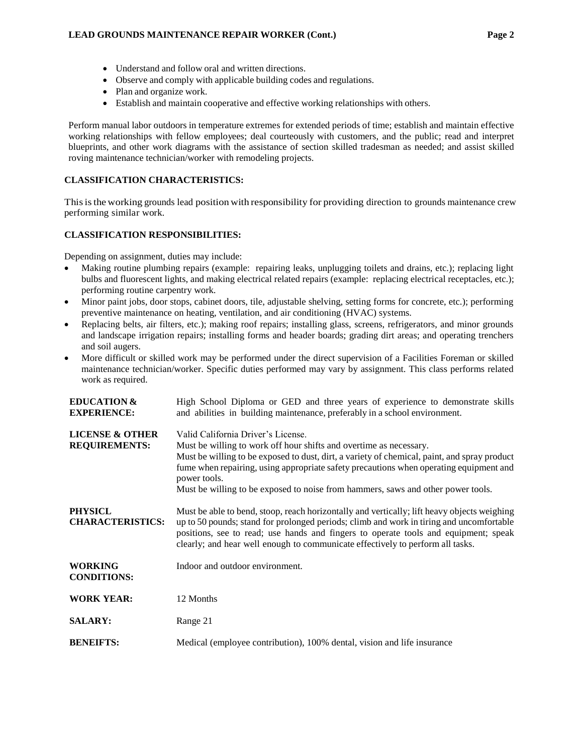- Understand and follow oral and written directions.
- Observe and comply with applicable building codes and regulations.
- Plan and organize work.
- Establish and maintain cooperative and effective working relationships with others.

Perform manual labor outdoors in temperature extremes for extended periods of time; establish and maintain effective working relationships with fellow employees; deal courteously with customers, and the public; read and interpret blueprints, and other work diagrams with the assistance of section skilled tradesman as needed; and assist skilled roving maintenance technician/worker with remodeling projects.

**CLASSIFICATION CHARACTERISTICS:**

This is the working grounds lead position with responsibility for providing direction to grounds maintenance crew performing similar work.

**CLASSIFICATION RESPONSIBILITIES:**

Depending on assignment, duties may include:

- Making routine plumbing repairs (example: repairing leaks, unplugging toilets and drains, etc.); replacing light bulbs and fluorescent lights, and making electrical related repairs (example: replacing electrical receptacles, etc.); performing routine carpentry work.
- Minor paint jobs, door stops, cabinet doors, tile, adjustable shelving, setting forms for concrete, etc.); performing preventive maintenance on heating, ventilation, and air conditioning (HVAC) systems.
- Replacing belts, air filters, etc.); making roof repairs; installing glass, screens, refrigerators, and minor grounds and landscape irrigation repairs; installing forms and header boards; grading dirt areas; and operating trenchers and soil augers.
- More difficult or skilled work may be performed under the direct supervision of a Facilities Foreman or skilled maintenance technician/worker. Specific duties performed may vary by assignment. This class performs related work as required.

| | |
|---|---|
| **EDUCATION & EXPERIENCE:** | High School Diploma or GED and three years of experience to demonstrate skills and abilities in building maintenance, preferably in a school environment. |
| **LICENSE & OTHER REQUIREMENTS:** | Valid California Driver's License.<br>Must be willing to work off hour shifts and overtime as necessary.<br>Must be willing to be exposed to dust, dirt, a variety of chemical, paint, and spray product fume when repairing, using appropriate safety precautions when operating equipment and power tools.<br>Must be willing to be exposed to noise from hammers, saws and other power tools. |
| **PHYSICL CHARACTERISTICS:** | Must be able to bend, stoop, reach horizontally and vertically; lift heavy objects weighing up to 50 pounds; stand for prolonged periods; climb and work in tiring and uncomfortable positions, see to read; use hands and fingers to operate tools and equipment; speak clearly; and hear well enough to communicate effectively to perform all tasks. |
| **WORKING CONDITIONS:** | Indoor and outdoor environment. |
| **WORK YEAR:** | 12 Months |
| **SALARY:** | Range 21 |
| **BENEIFTS:** | Medical (employee contribution), 100% dental, vision and life insurance |